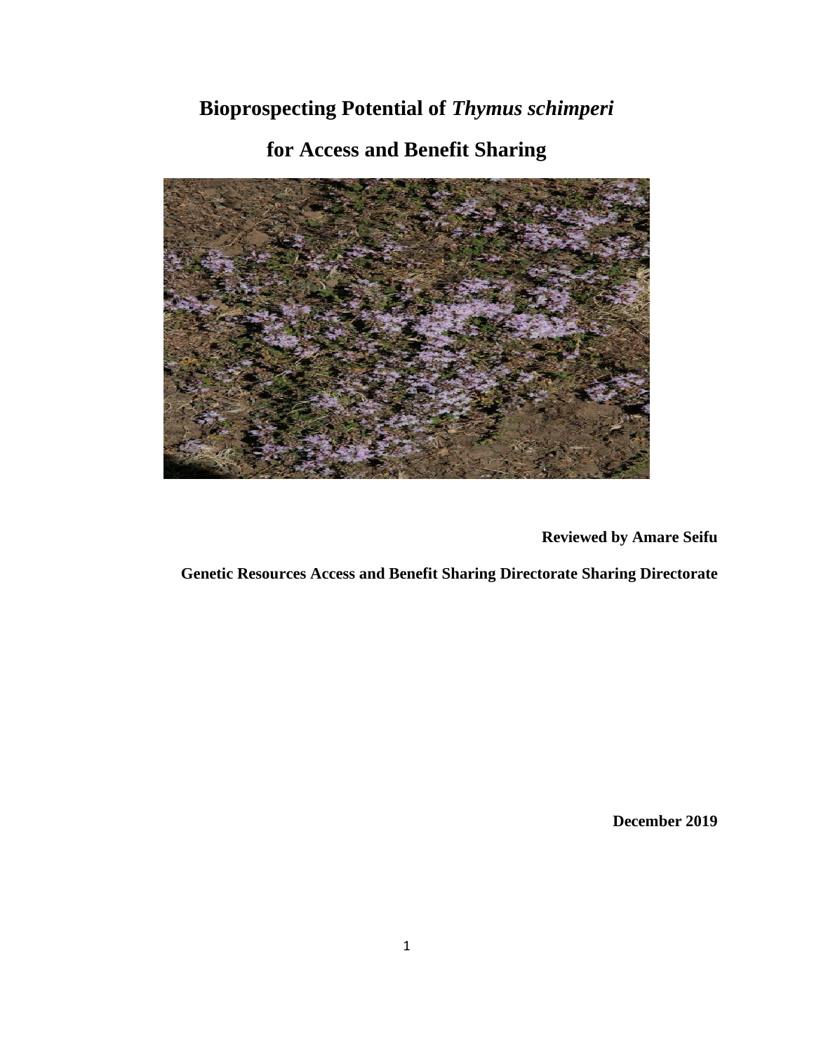# Bioprospecting Potential of *Thymus schimperi*

# for Access and Benefit Sharing

**Reviewed by Amare Seifu**

**Genetic Resources Access and Benefit Sharing Directorate Sharing Directorate**

**December 2019**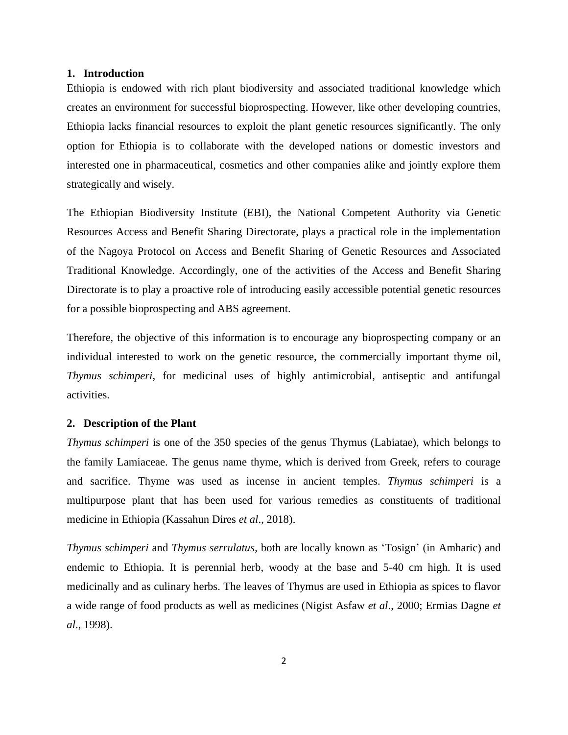## 1. Introduction

Ethiopia is endowed with rich plant biodiversity and associated traditional knowledge which creates an environment for successful bioprospecting. However, like other developing countries, Ethiopia lacks financial resources to exploit the plant genetic resources significantly. The only option for Ethiopia is to collaborate with the developed nations or domestic investors and interested one in pharmaceutical, cosmetics and other companies alike and jointly explore them strategically and wisely.

The Ethiopian Biodiversity Institute (EBI), the National Competent Authority via Genetic Resources Access and Benefit Sharing Directorate, plays a practical role in the implementation of the Nagoya Protocol on Access and Benefit Sharing of Genetic Resources and Associated Traditional Knowledge. Accordingly, one of the activities of the Access and Benefit Sharing Directorate is to play a proactive role of introducing easily accessible potential genetic resources for a possible bioprospecting and ABS agreement.

Therefore, the objective of this information is to encourage any bioprospecting company or an individual interested to work on the genetic resource, the commercially important thyme oil, *Thymus schimperi*, for medicinal uses of highly antimicrobial, antiseptic and antifungal activities.

## 2. Description of the Plant

*Thymus schimperi* is one of the 350 species of the genus Thymus (Labiatae), which belongs to the family Lamiaceae. The genus name thyme, which is derived from Greek, refers to courage and sacrifice. Thyme was used as incense in ancient temples. *Thymus schimperi* is a multipurpose plant that has been used for various remedies as constituents of traditional medicine in Ethiopia (Kassahun Dires *et al*., 2018).

*Thymus schimperi* and *Thymus serrulatus*, both are locally known as 'Tosign' (in Amharic) and endemic to Ethiopia. It is perennial herb, woody at the base and 5-40 cm high. It is used medicinally and as culinary herbs. The leaves of Thymus are used in Ethiopia as spices to flavor a wide range of food products as well as medicines (Nigist Asfaw *et al*., 2000; Ermias Dagne *et al*., 1998).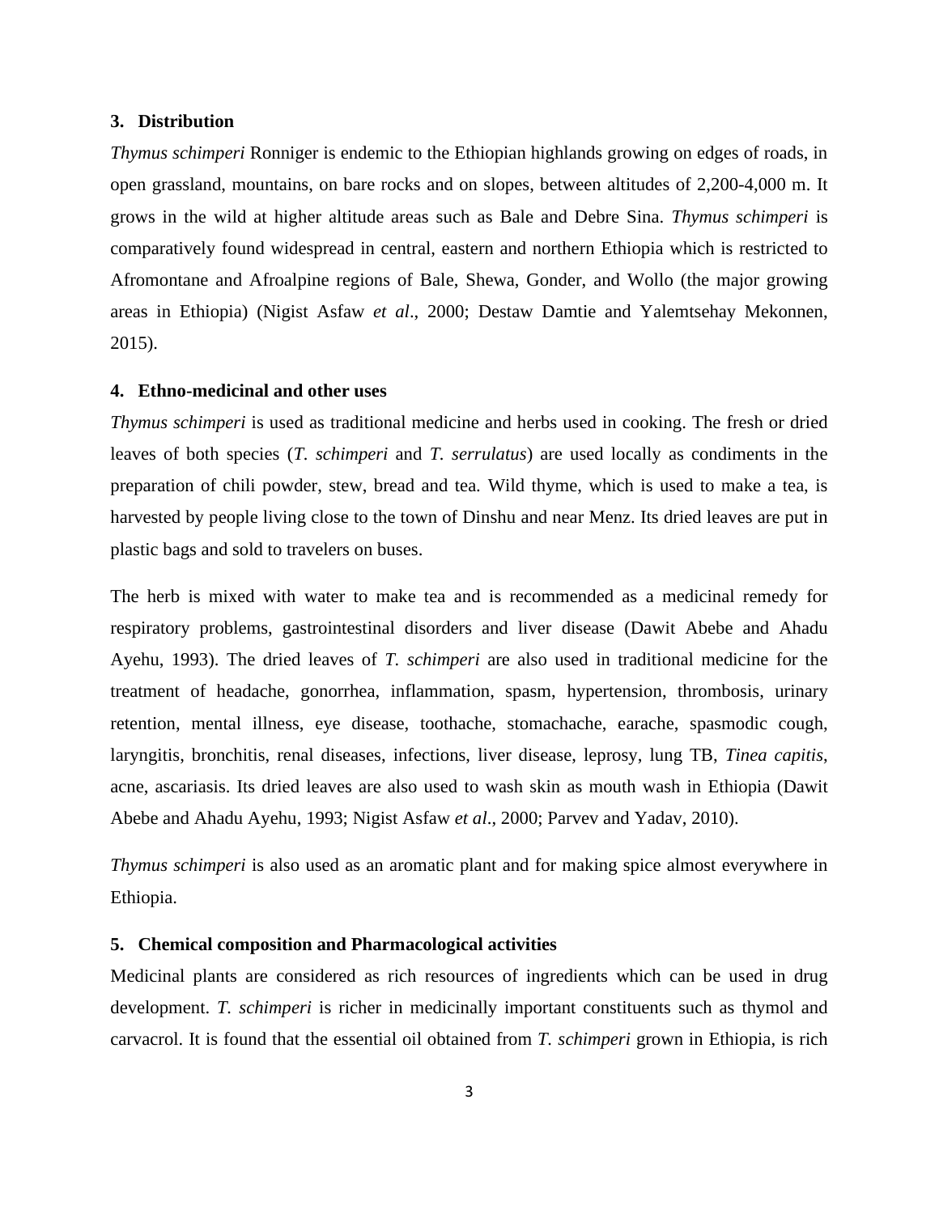## 3. Distribution

*Thymus schimperi* Ronniger is endemic to the Ethiopian highlands growing on edges of roads, in open grassland, mountains, on bare rocks and on slopes, between altitudes of 2,200-4,000 m. It grows in the wild at higher altitude areas such as Bale and Debre Sina. *Thymus schimperi* is comparatively found widespread in central, eastern and northern Ethiopia which is restricted to Afromontane and Afroalpine regions of Bale, Shewa, Gonder, and Wollo (the major growing areas in Ethiopia) (Nigist Asfaw *et al*., 2000; Destaw Damtie and Yalemtsehay Mekonnen, 2015).

## 4. Ethno-medicinal and other uses

*Thymus schimperi* is used as traditional medicine and herbs used in cooking. The fresh or dried leaves of both species (*T. schimperi* and *T. serrulatus*) are used locally as condiments in the preparation of chili powder, stew, bread and tea. Wild thyme, which is used to make a tea, is harvested by people living close to the town of Dinshu and near Menz. Its dried leaves are put in plastic bags and sold to travelers on buses.

The herb is mixed with water to make tea and is recommended as a medicinal remedy for respiratory problems, gastrointestinal disorders and liver disease (Dawit Abebe and Ahadu Ayehu, 1993). The dried leaves of *T. schimperi* are also used in traditional medicine for the treatment of headache, gonorrhea, inflammation, spasm, hypertension, thrombosis, urinary retention, mental illness, eye disease, toothache, stomachache, earache, spasmodic cough, laryngitis, bronchitis, renal diseases, infections, liver disease, leprosy, lung TB, *Tinea capitis*, acne, ascariasis. Its dried leaves are also used to wash skin as mouth wash in Ethiopia (Dawit Abebe and Ahadu Ayehu, 1993; Nigist Asfaw *et al*., 2000; Parvev and Yadav, 2010).

*Thymus schimperi* is also used as an aromatic plant and for making spice almost everywhere in Ethiopia.

## 5. Chemical composition and Pharmacological activities

Medicinal plants are considered as rich resources of ingredients which can be used in drug development. *T. schimperi* is richer in medicinally important constituents such as thymol and carvacrol. It is found that the essential oil obtained from *T. schimperi* grown in Ethiopia, is rich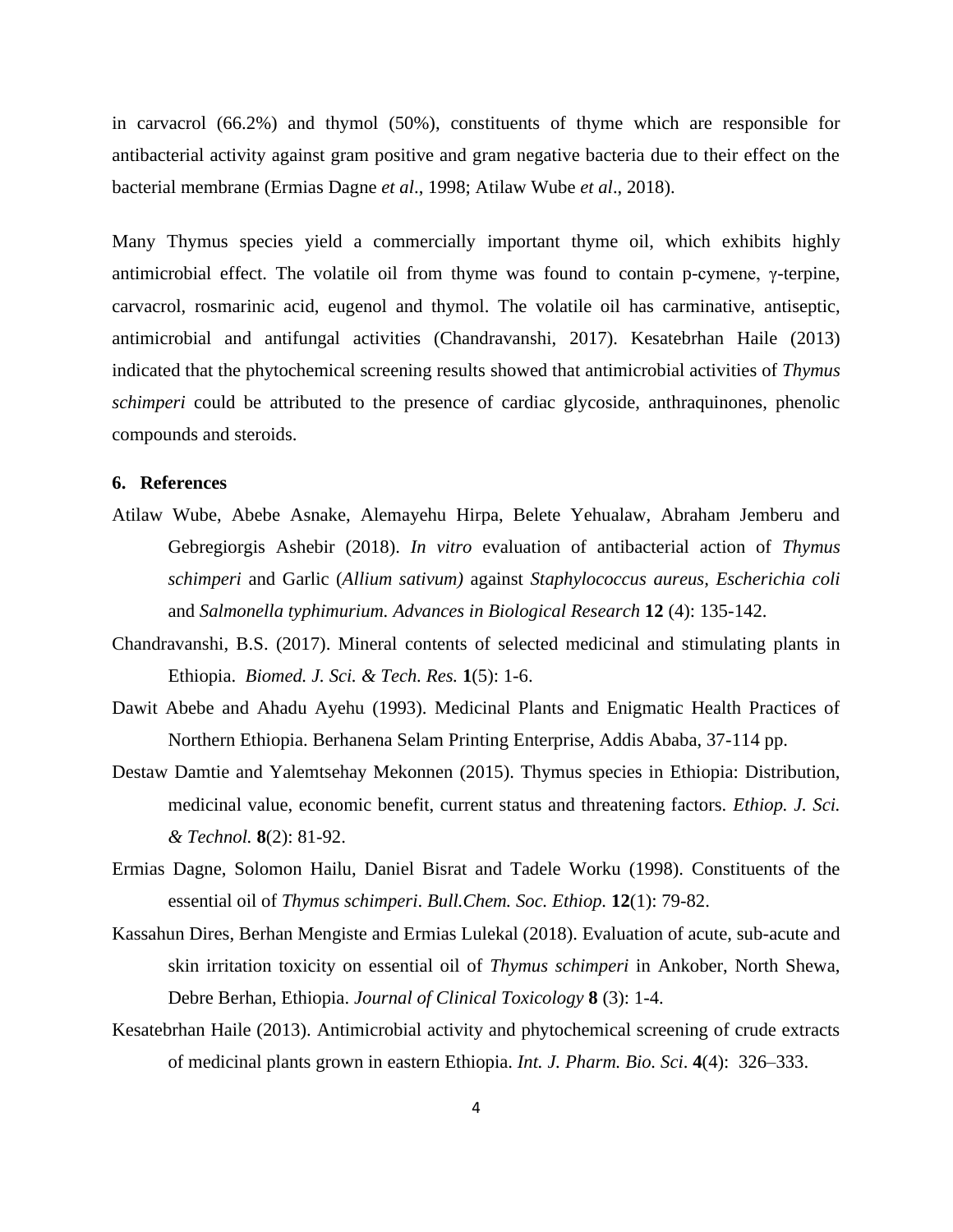in carvacrol (66.2%) and thymol (50%), constituents of thyme which are responsible for antibacterial activity against gram positive and gram negative bacteria due to their effect on the bacterial membrane (Ermias Dagne *et al*., 1998; Atilaw Wube *et al*., 2018).

Many Thymus species yield a commercially important thyme oil, which exhibits highly antimicrobial effect. The volatile oil from thyme was found to contain p-cymene, γ-terpine, carvacrol, rosmarinic acid, eugenol and thymol. The volatile oil has carminative, antiseptic, antimicrobial and antifungal activities (Chandravanshi, 2017). Kesatebrhan Haile (2013) indicated that the phytochemical screening results showed that antimicrobial activities of *Thymus schimperi* could be attributed to the presence of cardiac glycoside, anthraquinones, phenolic compounds and steroids.

## 6. References

Atilaw Wube, Abebe Asnake, Alemayehu Hirpa, Belete Yehualaw, Abraham Jemberu and Gebregiorgis Ashebir (2018). *In vitro* evaluation of antibacterial action of *Thymus schimperi* and Garlic (*Allium sativum)* against *Staphylococcus aureus*, *Escherichia coli* and *Salmonella typhimurium. Advances in Biological Research* **12** (4): 135-142.

Chandravanshi, B.S. (2017). Mineral contents of selected medicinal and stimulating plants in Ethiopia. *Biomed. J. Sci. & Tech. Res.* **1**(5): 1-6.

Dawit Abebe and Ahadu Ayehu (1993). Medicinal Plants and Enigmatic Health Practices of Northern Ethiopia. Berhanena Selam Printing Enterprise, Addis Ababa, 37-114 pp.

Destaw Damtie and Yalemtsehay Mekonnen (2015). Thymus species in Ethiopia: Distribution, medicinal value, economic benefit, current status and threatening factors. *Ethiop. J. Sci. & Technol.* **8**(2): 81-92.

Ermias Dagne, Solomon Hailu, Daniel Bisrat and Tadele Worku (1998). Constituents of the essential oil of *Thymus schimperi*. *Bull.Chem. Soc. Ethiop.* **12**(1): 79-82.

Kassahun Dires, Berhan Mengiste and Ermias Lulekal (2018). Evaluation of acute, sub-acute and skin irritation toxicity on essential oil of *Thymus schimperi* in Ankober, North Shewa, Debre Berhan, Ethiopia. *Journal of Clinical Toxicology* **8** (3): 1-4.

Kesatebrhan Haile (2013). Antimicrobial activity and phytochemical screening of crude extracts of medicinal plants grown in eastern Ethiopia. *Int. J. Pharm. Bio. Sci*. **4**(4): 326–333.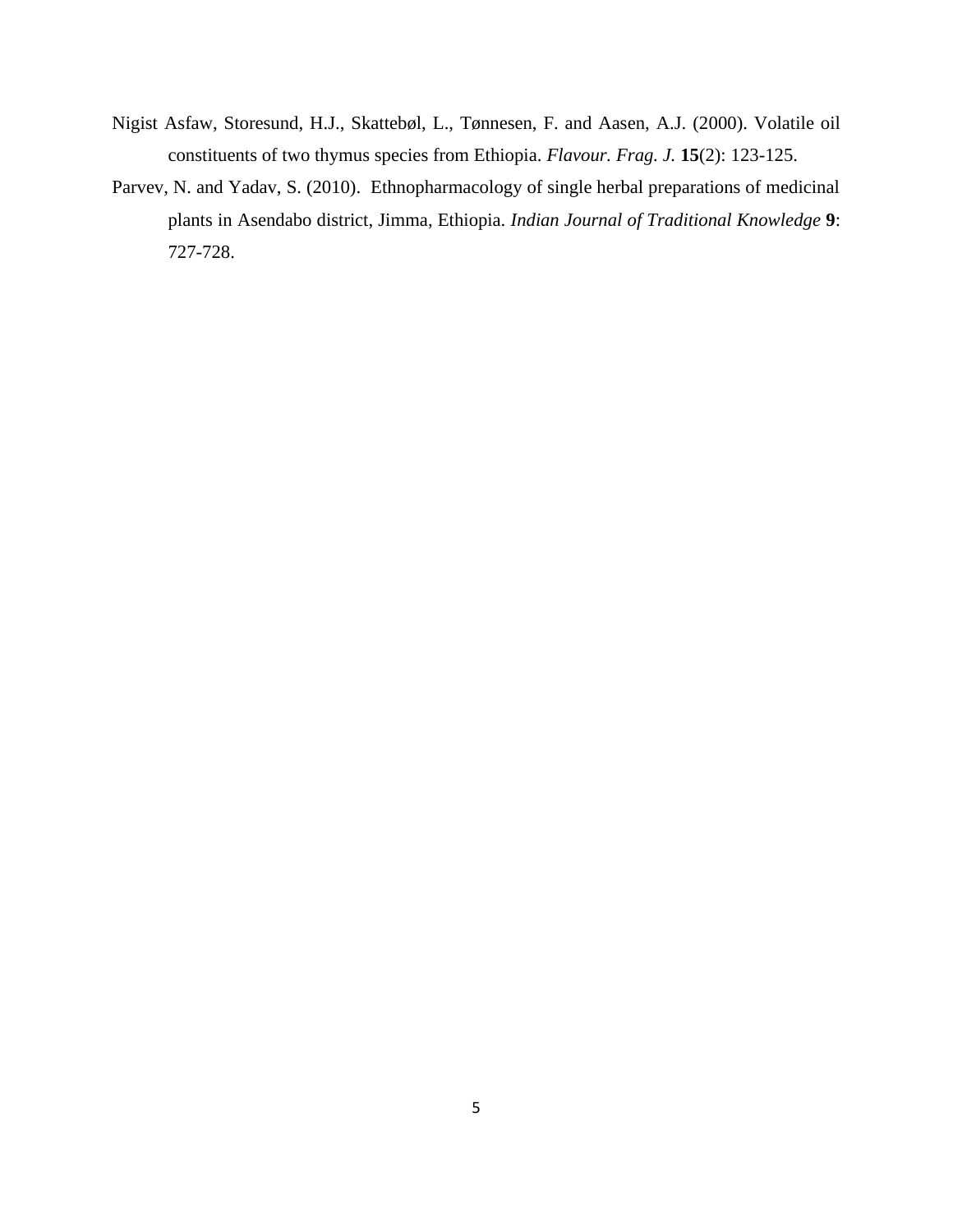Nigist Asfaw, Storesund, H.J., Skattebøl, L., Tønnesen, F. and Aasen, A.J. (2000). Volatile oil constituents of two thymus species from Ethiopia. *Flavour. Frag. J.* **15**(2): 123-125.

Parvev, N. and Yadav, S. (2010). Ethnopharmacology of single herbal preparations of medicinal plants in Asendabo district, Jimma, Ethiopia. *Indian Journal of Traditional Knowledge* **9**: 727-728.